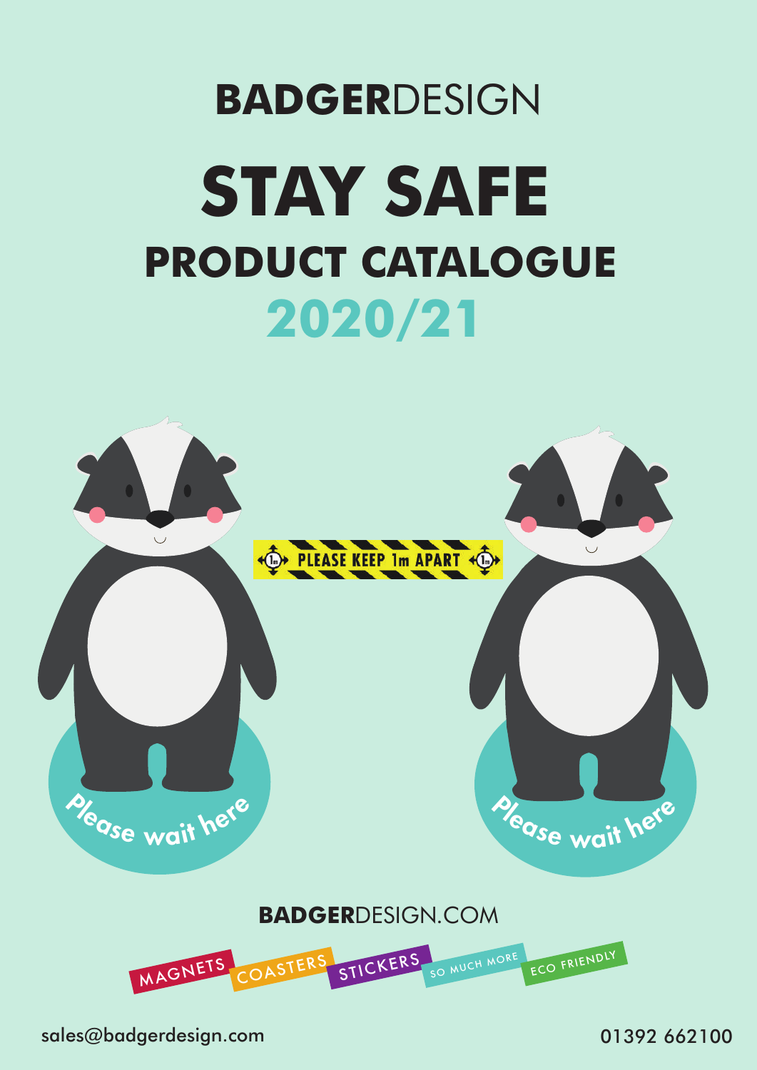**BADGER**DESIGN

# STAY SAFE

## PRODUCT CATALOGUE

## 2020/21

PLEASE KEEP 1m APART

Please wait here

Please wait here

**BADGER**DESIGN.COM

MAGNETS COASTERS STICKERS SO MUCH MORE ECO FRIENDLY

sales@badgerdesign.com

01392 662100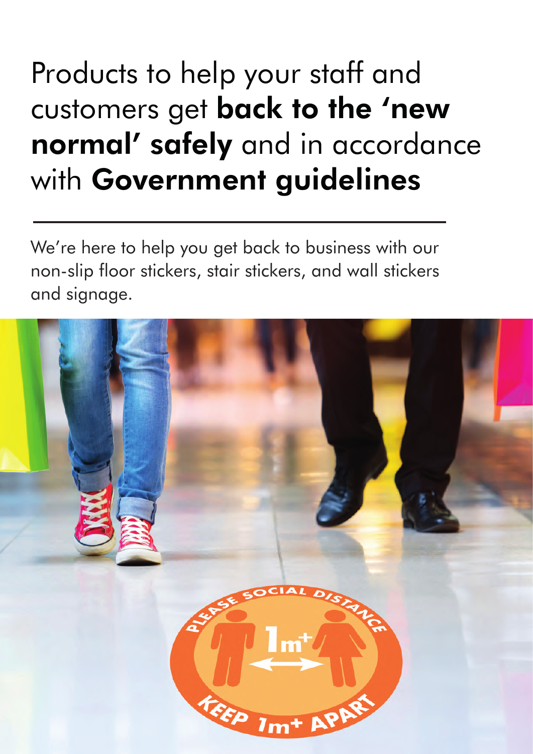# Products to help your staff and customers get **back to the 'new normal' safely** and in accordance with **Government guidelines**

---

We're here to help you get back to business with our non-slip floor stickers, stair stickers, and wall stickers and signage.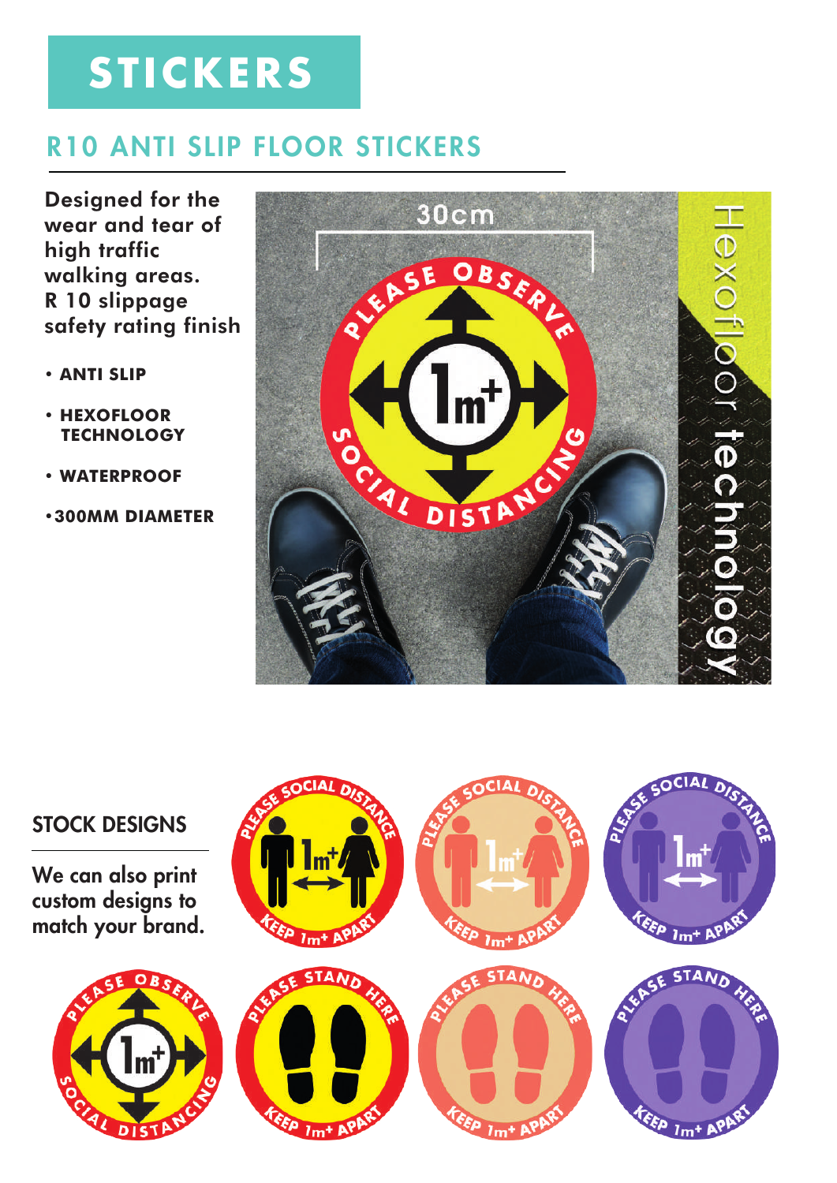# STICKERS

## R10 ANTI SLIP FLOOR STICKERS

Designed for the wear and tear of high traffic walking areas. R 10 slippage safety rating finish

- **ANTI SLIP**
- **HEXOFLOOR TECHNOLOGY**
- **WATERPROOF**
- **300MM DIAMETER**

### STOCK DESIGNS

We can also print custom designs to match your brand.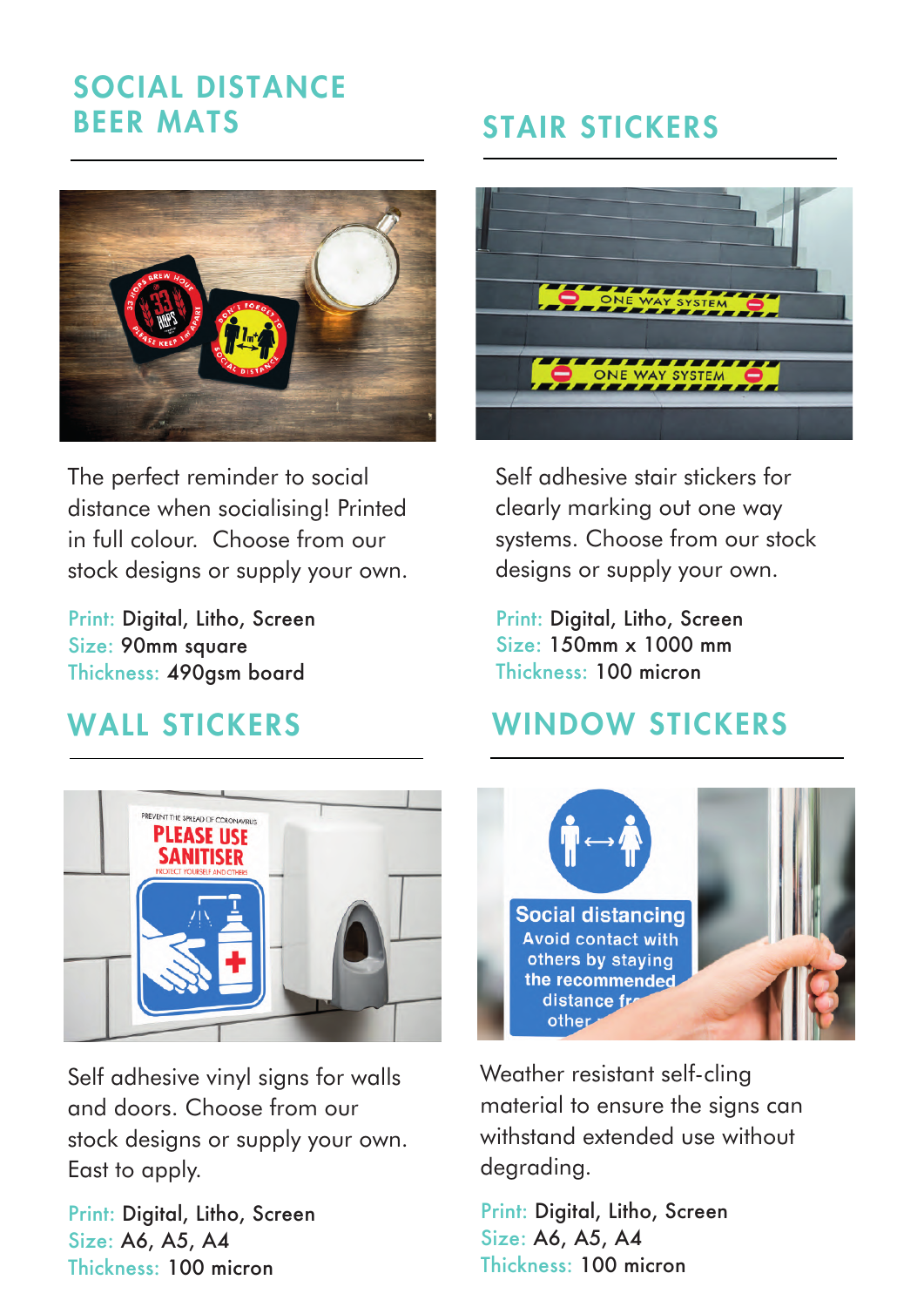## SOCIAL DISTANCE BEER MATS

The perfect reminder to social distance when socialising! Printed in full colour. Choose from our stock designs or supply your own.

Print: Digital, Litho, Screen
Size: 90mm square
Thickness: 490gsm board

## STAIR STICKERS

Self adhesive stair stickers for clearly marking out one way systems. Choose from our stock designs or supply your own.

Print: Digital, Litho, Screen
Size: 150mm x 1000 mm
Thickness: 100 micron

## WALL STICKERS

Self adhesive vinyl signs for walls and doors. Choose from our stock designs or supply your own. East to apply.

Print: Digital, Litho, Screen
Size: A6, A5, A4
Thickness: 100 micron

## WINDOW STICKERS

Weather resistant self-cling material to ensure the signs can withstand extended use without degrading.

Print: Digital, Litho, Screen
Size: A6, A5, A4
Thickness: 100 micron